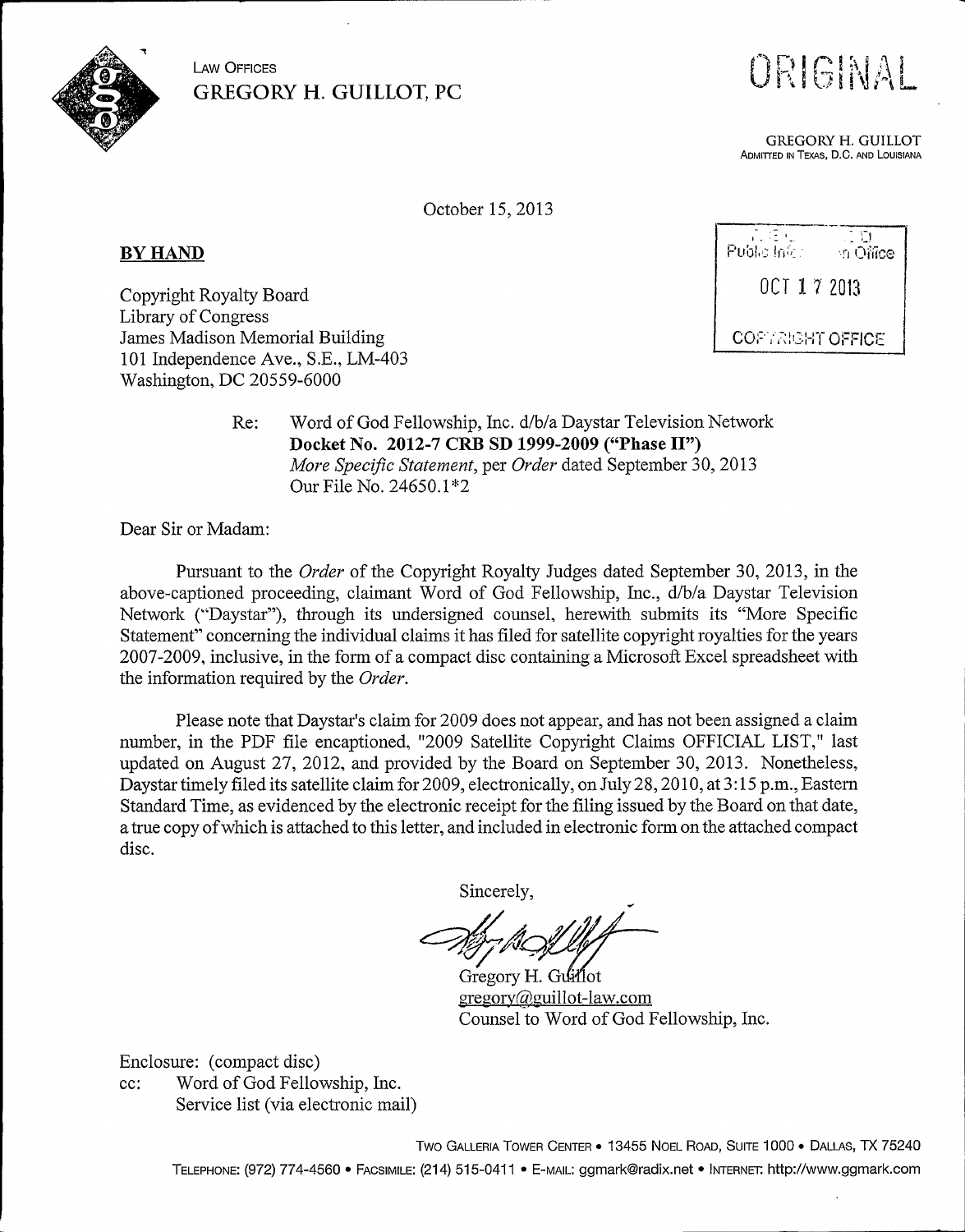LAW OFFICES
**GREGORY H. GUILLOT, PC**

ORIGINAL

GREGORY H. GUILLOT
ADMITTED IN TEXAS, D.C. AND LOUISIANA

October 15, 2013

**BY HAND**

RECEIVED
Public Information Office
OCT 17 2013
COPYRIGHT OFFICE

Copyright Royalty Board
Library of Congress
James Madison Memorial Building
101 Independence Ave., S.E., LM-403
Washington, DC 20559-6000

Re: Word of God Fellowship, Inc. d/b/a Daystar Television Network
**Docket No. 2012-7 CRB SD 1999-2009 ("Phase II")**
*More Specific Statement*, per *Order* dated September 30, 2013
Our File No. 24650.1*2

Dear Sir or Madam:

Pursuant to the *Order* of the Copyright Royalty Judges dated September 30, 2013, in the above-captioned proceeding, claimant Word of God Fellowship, Inc., d/b/a Daystar Television Network ("Daystar"), through its undersigned counsel, herewith submits its "More Specific Statement" concerning the individual claims it has filed for satellite copyright royalties for the years 2007-2009, inclusive, in the form of a compact disc containing a Microsoft Excel spreadsheet with the information required by the *Order*.

Please note that Daystar's claim for 2009 does not appear, and has not been assigned a claim number, in the PDF file encaptioned, "2009 Satellite Copyright Claims OFFICIAL LIST," last updated on August 27, 2012, and provided by the Board on September 30, 2013. Nonetheless, Daystar timely filed its satellite claim for 2009, electronically, on July 28, 2010, at 3:15 p.m., Eastern Standard Time, as evidenced by the electronic receipt for the filing issued by the Board on that date, a true copy of which is attached to this letter, and included in electronic form on the attached compact disc.

Sincerely,

Gregory H. Guillot
gregory@guillot-law.com
Counsel to Word of God Fellowship, Inc.

Enclosure: (compact disc)
cc: Word of God Fellowship, Inc.
Service list (via electronic mail)

TWO GALLERIA TOWER CENTER • 13455 NOEL ROAD, SUITE 1000 • DALLAS, TX 75240
TELEPHONE: (972) 774-4560 • FACSIMILE: (214) 515-0411 • E-MAIL: ggmark@radix.net • INTERNET: http://www.ggmark.com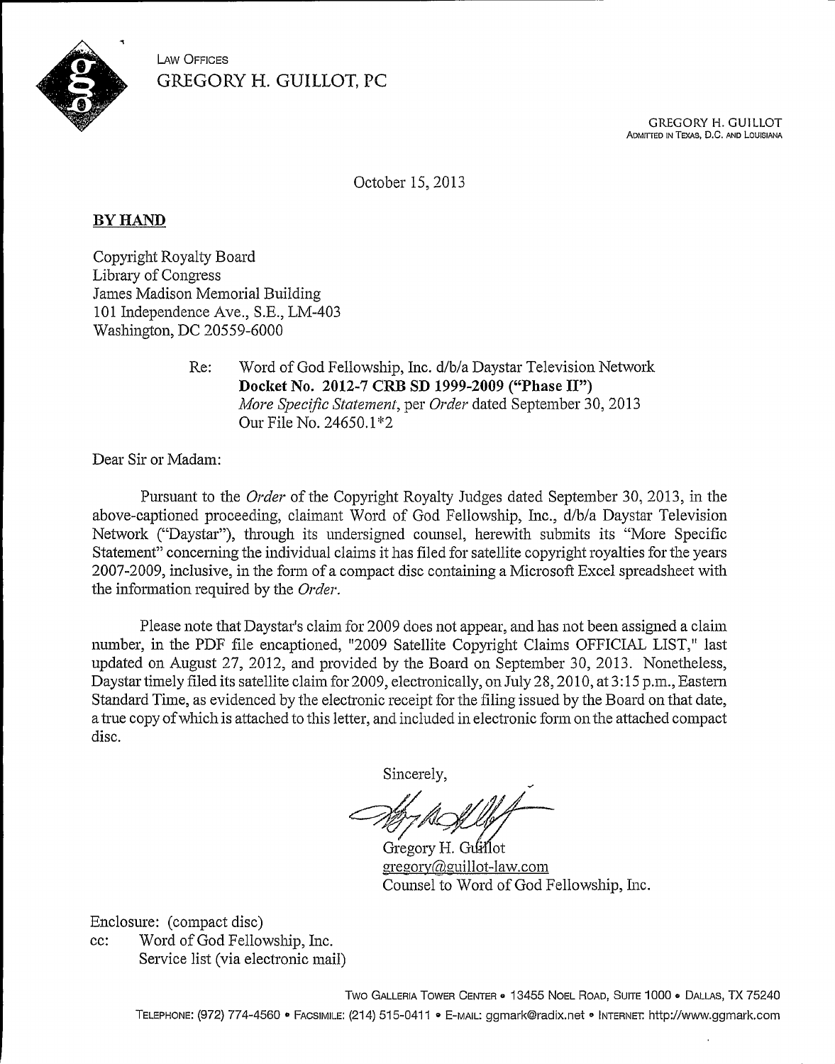LAW OFFICES
GREGORY H. GUILLOT, PC

GREGORY H. GUILLOT
ADMITTED IN TEXAS, D.C. AND LOUISIANA

October 15, 2013

**BY HAND**

Copyright Royalty Board
Library of Congress
James Madison Memorial Building
101 Independence Ave., S.E., LM-403
Washington, DC 20559-6000

Re: Word of God Fellowship, Inc. d/b/a Daystar Television Network
**Docket No. 2012-7 CRB SD 1999-2009 ("Phase II")**
*More Specific Statement*, per *Order* dated September 30, 2013
Our File No. 24650.1*2

Dear Sir or Madam:

Pursuant to the *Order* of the Copyright Royalty Judges dated September 30, 2013, in the above-captioned proceeding, claimant Word of God Fellowship, Inc., d/b/a Daystar Television Network ("Daystar"), through its undersigned counsel, herewith submits its "More Specific Statement" concerning the individual claims it has filed for satellite copyright royalties for the years 2007-2009, inclusive, in the form of a compact disc containing a Microsoft Excel spreadsheet with the information required by the *Order*.

Please note that Daystar's claim for 2009 does not appear, and has not been assigned a claim number, in the PDF file encaptioned, "2009 Satellite Copyright Claims OFFICIAL LIST," last updated on August 27, 2012, and provided by the Board on September 30, 2013. Nonetheless, Daystar timely filed its satellite claim for 2009, electronically, on July 28, 2010, at 3:15 p.m., Eastern Standard Time, as evidenced by the electronic receipt for the filing issued by the Board on that date, a true copy of which is attached to this letter, and included in electronic form on the attached compact disc.

Sincerely,

Gregory H. Guillot
gregory@guillot-law.com
Counsel to Word of God Fellowship, Inc.

Enclosure: (compact disc)
cc: Word of God Fellowship, Inc.
Service list (via electronic mail)

TWO GALLERIA TOWER CENTER • 13455 NOEL ROAD, SUITE 1000 • DALLAS, TX 75240
TELEPHONE: (972) 774-4560 • FACSIMILE: (214) 515-0411 • E-MAIL: ggmark@radix.net • INTERNET: http://www.ggmark.com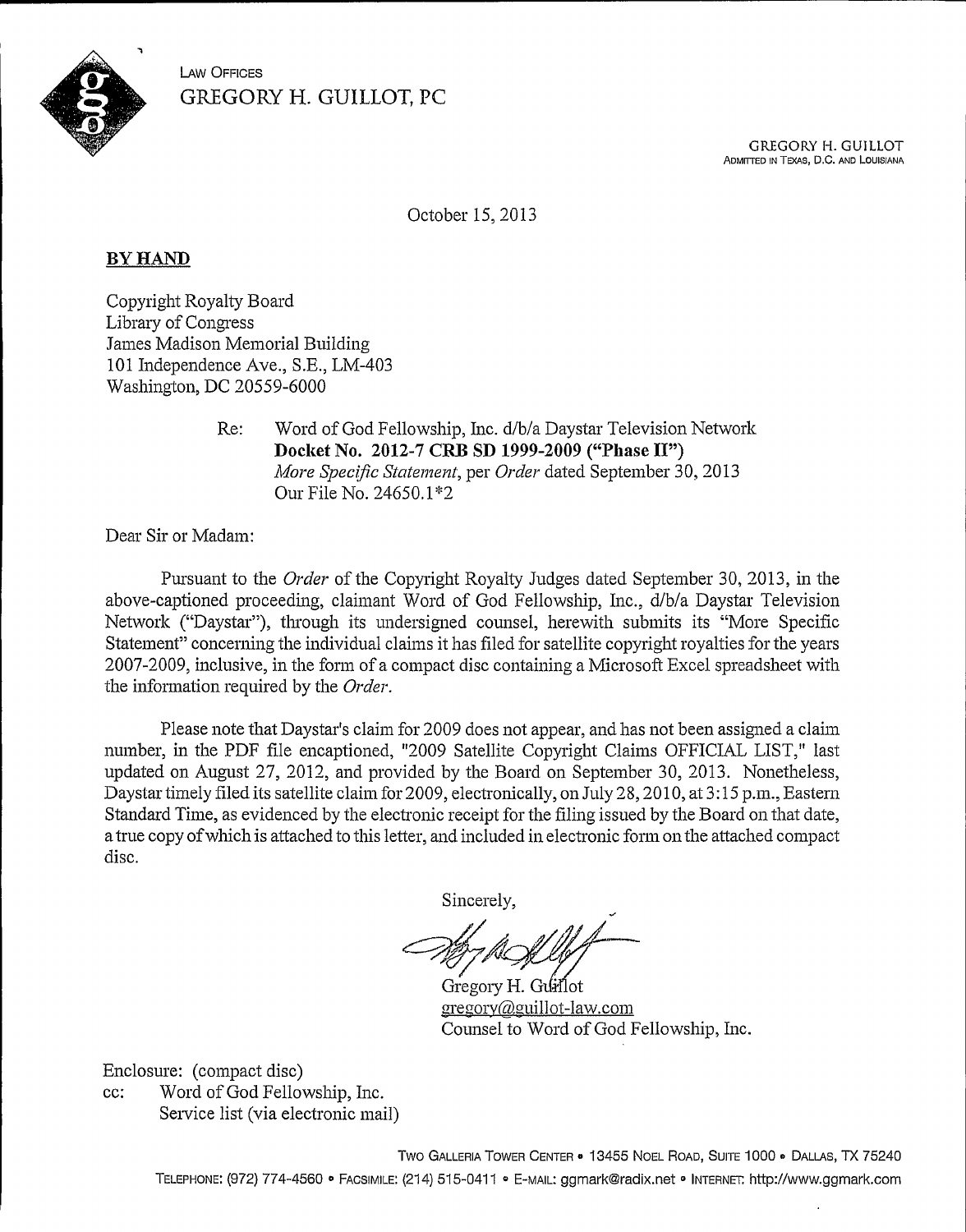LAW OFFICES
GREGORY H. GUILLOT, PC

GREGORY H. GUILLOT
ADMITTED IN TEXAS, D.C. AND LOUISIANA

October 15, 2013

**BY HAND**

Copyright Royalty Board
Library of Congress
James Madison Memorial Building
101 Independence Ave., S.E., LM-403
Washington, DC 20559-6000

Re: Word of God Fellowship, Inc. d/b/a Daystar Television Network
**Docket No. 2012-7 CRB SD 1999-2009 ("Phase II")**
*More Specific Statement*, per *Order* dated September 30, 2013
Our File No. 24650.1*2

Dear Sir or Madam:

Pursuant to the *Order* of the Copyright Royalty Judges dated September 30, 2013, in the above-captioned proceeding, claimant Word of God Fellowship, Inc., d/b/a Daystar Television Network ("Daystar"), through its undersigned counsel, herewith submits its "More Specific Statement" concerning the individual claims it has filed for satellite copyright royalties for the years 2007-2009, inclusive, in the form of a compact disc containing a Microsoft Excel spreadsheet with the information required by the *Order*.

Please note that Daystar's claim for 2009 does not appear, and has not been assigned a claim number, in the PDF file encaptioned, "2009 Satellite Copyright Claims OFFICIAL LIST," last updated on August 27, 2012, and provided by the Board on September 30, 2013. Nonetheless, Daystar timely filed its satellite claim for 2009, electronically, on July 28, 2010, at 3:15 p.m., Eastern Standard Time, as evidenced by the electronic receipt for the filing issued by the Board on that date, a true copy of which is attached to this letter, and included in electronic form on the attached compact disc.

Sincerely,

Gregory H. Guillot
gregory@guillot-law.com
Counsel to Word of God Fellowship, Inc.

Enclosure: (compact disc)
cc: Word of God Fellowship, Inc.
Service list (via electronic mail)

TWO GALLERIA TOWER CENTER • 13455 NOEL ROAD, SUITE 1000 • DALLAS, TX 75240
TELEPHONE: (972) 774-4560 • FACSIMILE: (214) 515-0411 • E-MAIL: ggmark@radix.net • INTERNET: http://www.ggmark.com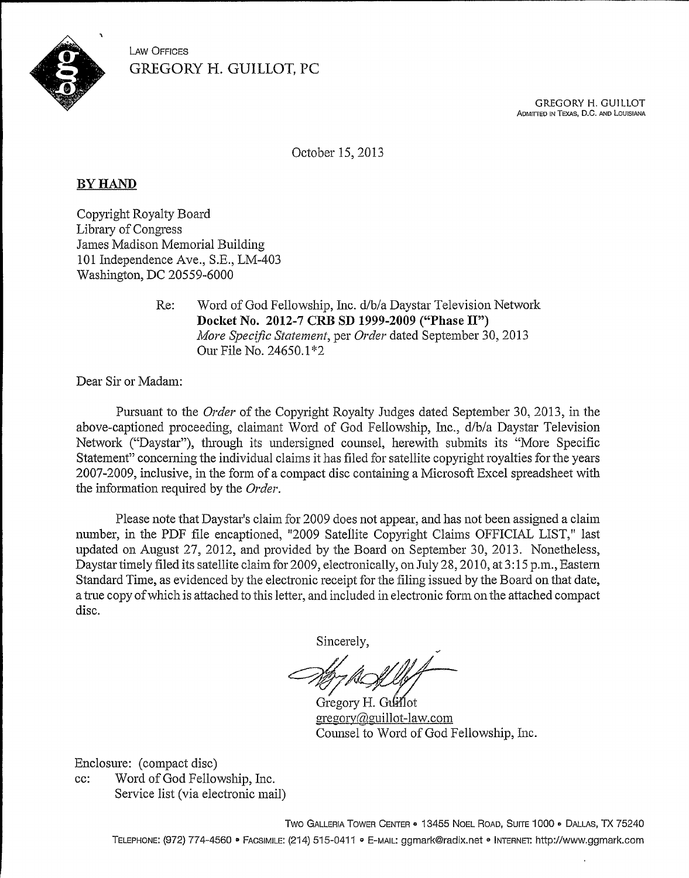LAW OFFICES
GREGORY H. GUILLOT, PC

GREGORY H. GUILLOT
ADMITTED IN TEXAS, D.C. AND LOUISIANA

October 15, 2013

**BY HAND**

Copyright Royalty Board
Library of Congress
James Madison Memorial Building
101 Independence Ave., S.E., LM-403
Washington, DC 20559-6000

Re: Word of God Fellowship, Inc. d/b/a Daystar Television Network
**Docket No. 2012-7 CRB SD 1999-2009 ("Phase II")**
*More Specific Statement*, per *Order* dated September 30, 2013
Our File No. 24650.1*2

Dear Sir or Madam:

Pursuant to the *Order* of the Copyright Royalty Judges dated September 30, 2013, in the above-captioned proceeding, claimant Word of God Fellowship, Inc., d/b/a Daystar Television Network ("Daystar"), through its undersigned counsel, herewith submits its "More Specific Statement" concerning the individual claims it has filed for satellite copyright royalties for the years 2007-2009, inclusive, in the form of a compact disc containing a Microsoft Excel spreadsheet with the information required by the *Order*.

Please note that Daystar's claim for 2009 does not appear, and has not been assigned a claim number, in the PDF file encaptioned, "2009 Satellite Copyright Claims OFFICIAL LIST," last updated on August 27, 2012, and provided by the Board on September 30, 2013. Nonetheless, Daystar timely filed its satellite claim for 2009, electronically, on July 28, 2010, at 3:15 p.m., Eastern Standard Time, as evidenced by the electronic receipt for the filing issued by the Board on that date, a true copy of which is attached to this letter, and included in electronic form on the attached compact disc.

Sincerely,

Gregory H. Guillot
gregory@guillot-law.com
Counsel to Word of God Fellowship, Inc.

Enclosure: (compact disc)
cc: Word of God Fellowship, Inc.
Service list (via electronic mail)

TWO GALLERIA TOWER CENTER • 13455 NOEL ROAD, SUITE 1000 • DALLAS, TX 75240
TELEPHONE: (972) 774-4560 • FACSIMILE: (214) 515-0411 • E-MAIL: ggmark@radix.net • INTERNET: http://www.ggmark.com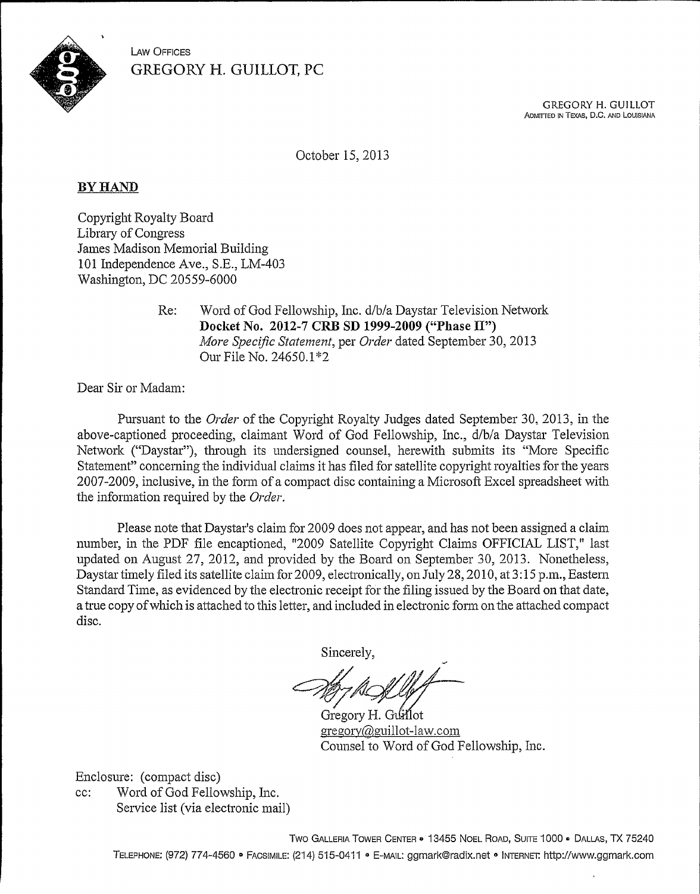LAW OFFICES
GREGORY H. GUILLOT, PC

GREGORY H. GUILLOT
ADMITTED IN TEXAS, D.C. AND LOUISIANA

October 15, 2013

**BY HAND**

Copyright Royalty Board
Library of Congress
James Madison Memorial Building
101 Independence Ave., S.E., LM-403
Washington, DC 20559-6000

Re: Word of God Fellowship, Inc. d/b/a Daystar Television Network
**Docket No. 2012-7 CRB SD 1999-2009 ("Phase II")**
*More Specific Statement*, per *Order* dated September 30, 2013
Our File No. 24650.1*2

Dear Sir or Madam:

Pursuant to the *Order* of the Copyright Royalty Judges dated September 30, 2013, in the above-captioned proceeding, claimant Word of God Fellowship, Inc., d/b/a Daystar Television Network ("Daystar"), through its undersigned counsel, herewith submits its "More Specific Statement" concerning the individual claims it has filed for satellite copyright royalties for the years 2007-2009, inclusive, in the form of a compact disc containing a Microsoft Excel spreadsheet with the information required by the *Order*.

Please note that Daystar's claim for 2009 does not appear, and has not been assigned a claim number, in the PDF file encaptioned, "2009 Satellite Copyright Claims OFFICIAL LIST," last updated on August 27, 2012, and provided by the Board on September 30, 2013. Nonetheless, Daystar timely filed its satellite claim for 2009, electronically, on July 28, 2010, at 3:15 p.m., Eastern Standard Time, as evidenced by the electronic receipt for the filing issued by the Board on that date, a true copy of which is attached to this letter, and included in electronic form on the attached compact disc.

Sincerely,

Gregory H. Guillot
gregory@guillot-law.com
Counsel to Word of God Fellowship, Inc.

Enclosure: (compact disc)
cc: Word of God Fellowship, Inc.
Service list (via electronic mail)

TWO GALLERIA TOWER CENTER • 13455 NOEL ROAD, SUITE 1000 • DALLAS, TX 75240
TELEPHONE: (972) 774-4560 • FACSIMILE: (214) 515-0411 • E-MAIL: ggmark@radix.net • INTERNET: http://www.ggmark.com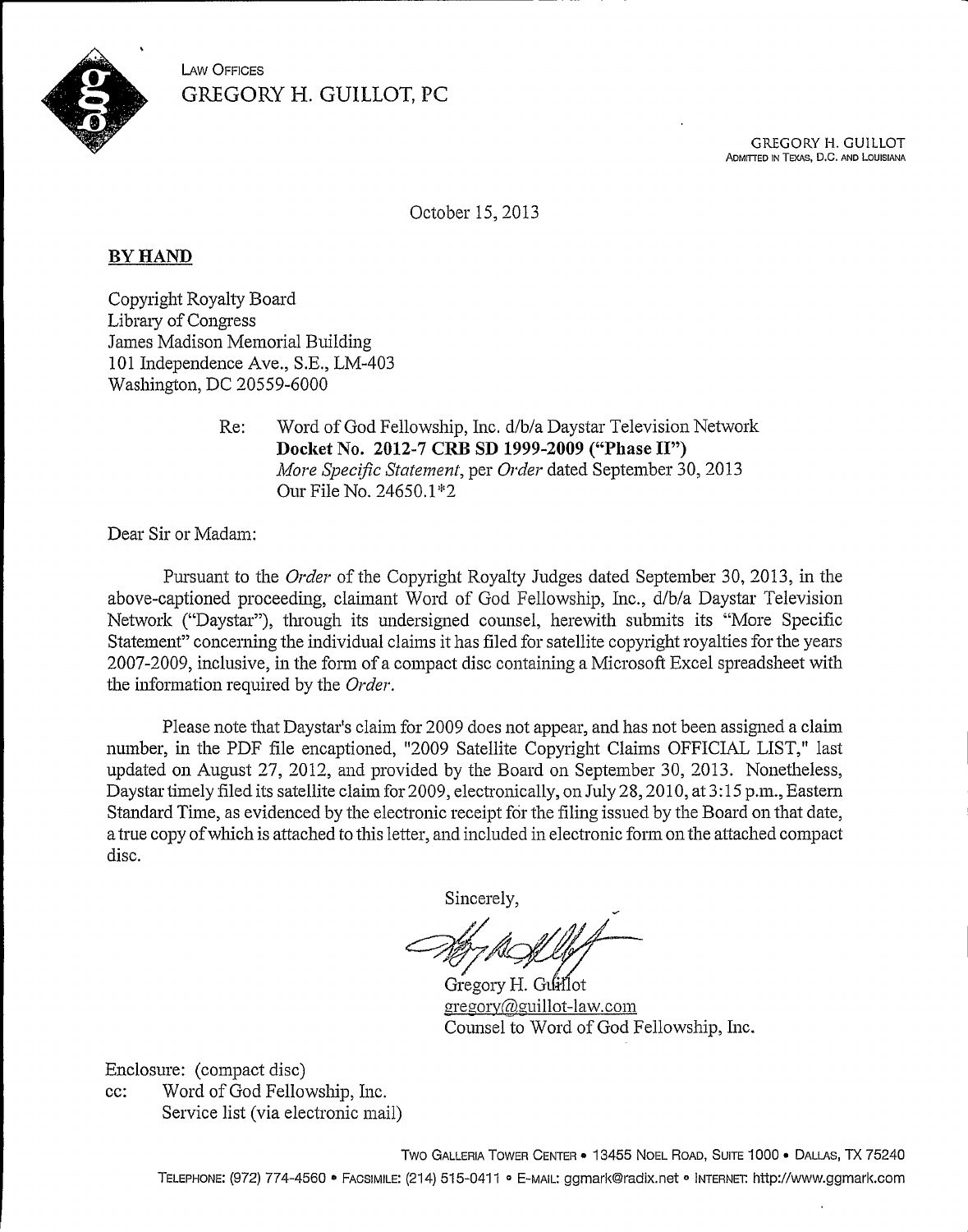LAW OFFICES
GREGORY H. GUILLOT, PC

GREGORY H. GUILLOT
ADMITTED IN TEXAS, D.C. AND LOUISIANA

October 15, 2013

**BY HAND**

Copyright Royalty Board
Library of Congress
James Madison Memorial Building
101 Independence Ave., S.E., LM-403
Washington, DC 20559-6000

Re: Word of God Fellowship, Inc. d/b/a Daystar Television Network
**Docket No. 2012-7 CRB SD 1999-2009 ("Phase II")**
*More Specific Statement*, per *Order* dated September 30, 2013
Our File No. 24650.1*2

Dear Sir or Madam:

Pursuant to the *Order* of the Copyright Royalty Judges dated September 30, 2013, in the above-captioned proceeding, claimant Word of God Fellowship, Inc., d/b/a Daystar Television Network ("Daystar"), through its undersigned counsel, herewith submits its "More Specific Statement" concerning the individual claims it has filed for satellite copyright royalties for the years 2007-2009, inclusive, in the form of a compact disc containing a Microsoft Excel spreadsheet with the information required by the *Order*.

Please note that Daystar's claim for 2009 does not appear, and has not been assigned a claim number, in the PDF file encaptioned, "2009 Satellite Copyright Claims OFFICIAL LIST," last updated on August 27, 2012, and provided by the Board on September 30, 2013. Nonetheless, Daystar timely filed its satellite claim for 2009, electronically, on July 28, 2010, at 3:15 p.m., Eastern Standard Time, as evidenced by the electronic receipt for the filing issued by the Board on that date, a true copy of which is attached to this letter, and included in electronic form on the attached compact disc.

Sincerely,

Gregory H. Guillot
gregory@guillot-law.com
Counsel to Word of God Fellowship, Inc.

Enclosure: (compact disc)
cc: Word of God Fellowship, Inc.
Service list (via electronic mail)

TWO GALLERIA TOWER CENTER • 13455 NOEL ROAD, SUITE 1000 • DALLAS, TX 75240
TELEPHONE: (972) 774-4560 • FACSIMILE: (214) 515-0411 • E-MAIL: ggmark@radix.net • INTERNET: http://www.ggmark.com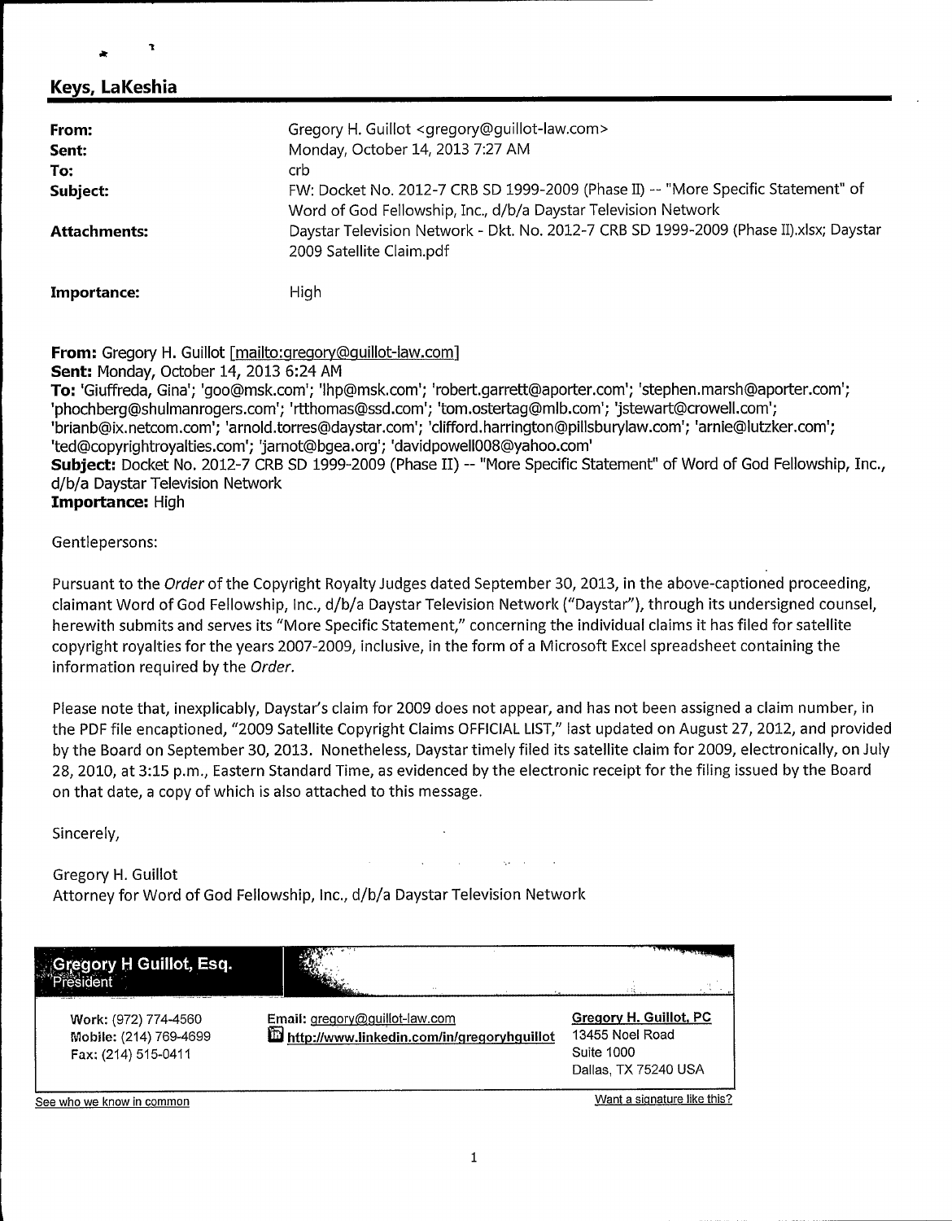## Keys, LaKeshia

| | |
|---|---|
| **From:** | Gregory H. Guillot <gregory@guillot-law.com> |
| **Sent:** | Monday, October 14, 2013 7:27 AM |
| **To:** | crb |
| **Subject:** | FW: Docket No. 2012-7 CRB SD 1999-2009 (Phase II) -- "More Specific Statement" of Word of God Fellowship, Inc., d/b/a Daystar Television Network |
| **Attachments:** | Daystar Television Network - Dkt. No. 2012-7 CRB SD 1999-2009 (Phase II).xlsx; Daystar 2009 Satellite Claim.pdf |
| **Importance:** | High |

**From:** Gregory H. Guillot [mailto:gregory@guillot-law.com]
**Sent:** Monday, October 14, 2013 6:24 AM
**To:** 'Giuffreda, Gina'; 'goo@msk.com'; 'lhp@msk.com'; 'robert.garrett@aporter.com'; 'stephen.marsh@aporter.com'; 'phochberg@shulmanrogers.com'; 'rtthomas@ssd.com'; 'tom.ostertag@mlb.com'; 'jstewart@crowell.com'; 'brianb@ix.netcom.com'; 'arnold.torres@daystar.com'; 'clifford.harrington@pillsburylaw.com'; 'arnie@lutzker.com'; 'ted@copyrightroyalties.com'; 'jarnot@bgea.org'; 'davidpowell008@yahoo.com'
**Subject:** Docket No. 2012-7 CRB SD 1999-2009 (Phase II) -- "More Specific Statement" of Word of God Fellowship, Inc., d/b/a Daystar Television Network
**Importance:** High

Gentlepersons:

Pursuant to the *Order* of the Copyright Royalty Judges dated September 30, 2013, in the above-captioned proceeding, claimant Word of God Fellowship, Inc., d/b/a Daystar Television Network ("Daystar"), through its undersigned counsel, herewith submits and serves its "More Specific Statement," concerning the individual claims it has filed for satellite copyright royalties for the years 2007-2009, inclusive, in the form of a Microsoft Excel spreadsheet containing the information required by the *Order*.

Please note that, inexplicably, Daystar's claim for 2009 does not appear, and has not been assigned a claim number, in the PDF file encaptioned, "2009 Satellite Copyright Claims OFFICIAL LIST," last updated on August 27, 2012, and provided by the Board on September 30, 2013. Nonetheless, Daystar timely filed its satellite claim for 2009, electronically, on July 28, 2010, at 3:15 p.m., Eastern Standard Time, as evidenced by the electronic receipt for the filing issued by the Board on that date, a copy of which is also attached to this message.

Sincerely,

Gregory H. Guillot
Attorney for Word of God Fellowship, Inc., d/b/a Daystar Television Network

**Gregory H Guillot, Esq.**
President

Work: (972) 774-4560
Mobile: (214) 769-4699
Fax: (214) 515-0411

Email: gregory@guillot-law.com
http://www.linkedin.com/in/gregoryhguillot

**Gregory H. Guillot, PC**
13455 Noel Road
Suite 1000
Dallas, TX 75240 USA

See who we know in common

Want a signature like this?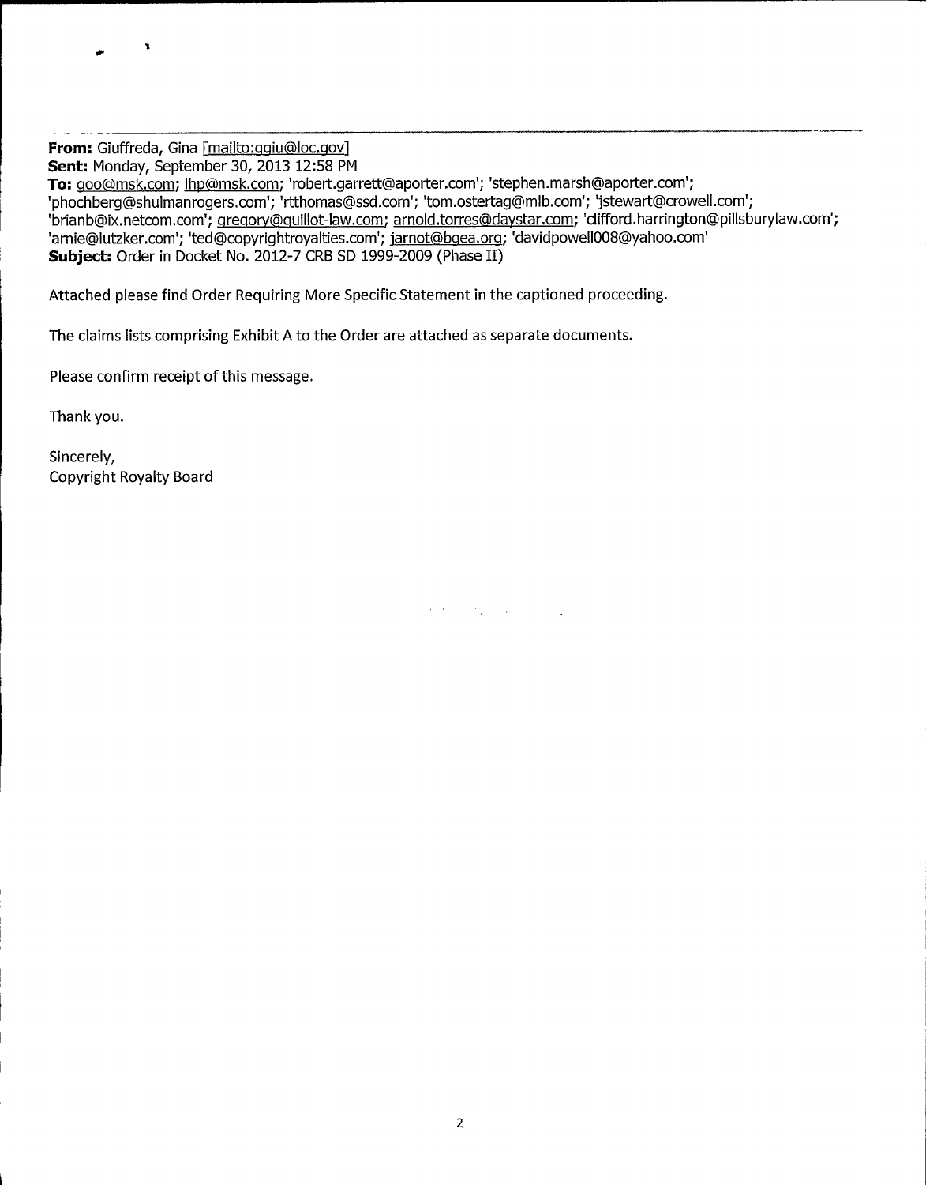**From:** Giuffreda, Gina [mailto:ggiu@loc.gov]
**Sent:** Monday, September 30, 2013 12:58 PM
**To:** goo@msk.com; lhp@msk.com; 'robert.garrett@aporter.com'; 'stephen.marsh@aporter.com'; 'phochberg@shulmanrogers.com'; 'rtthomas@ssd.com'; 'tom.ostertag@mlb.com'; 'jstewart@crowell.com'; 'brianb@ix.netcom.com'; gregory@guillot-law.com; arnold.torres@daystar.com; 'clifford.harrington@pillsburylaw.com'; 'arnie@lutzker.com'; 'ted@copyrightroyalties.com'; jarnot@bgea.org; 'davidpowell008@yahoo.com'
**Subject:** Order in Docket No. 2012-7 CRB SD 1999-2009 (Phase II)

Attached please find Order Requiring More Specific Statement in the captioned proceeding.

The claims lists comprising Exhibit A to the Order are attached as separate documents.

Please confirm receipt of this message.

Thank you.

Sincerely,
Copyright Royalty Board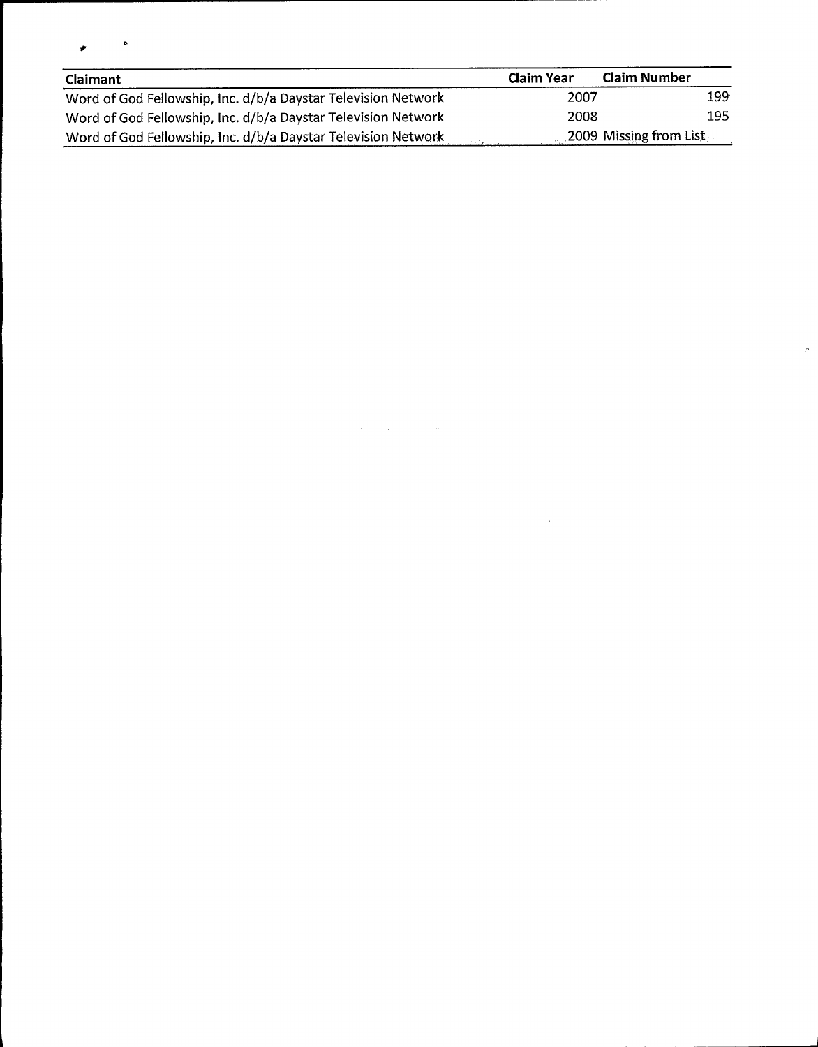| Claimant | Claim Year | Claim Number |
| --- | --- | --- |
| Word of God Fellowship, Inc. d/b/a Daystar Television Network | 2007 | 199 |
| Word of God Fellowship, Inc. d/b/a Daystar Television Network | 2008 | 195 |
| Word of God Fellowship, Inc. d/b/a Daystar Television Network | 2009 | Missing from List |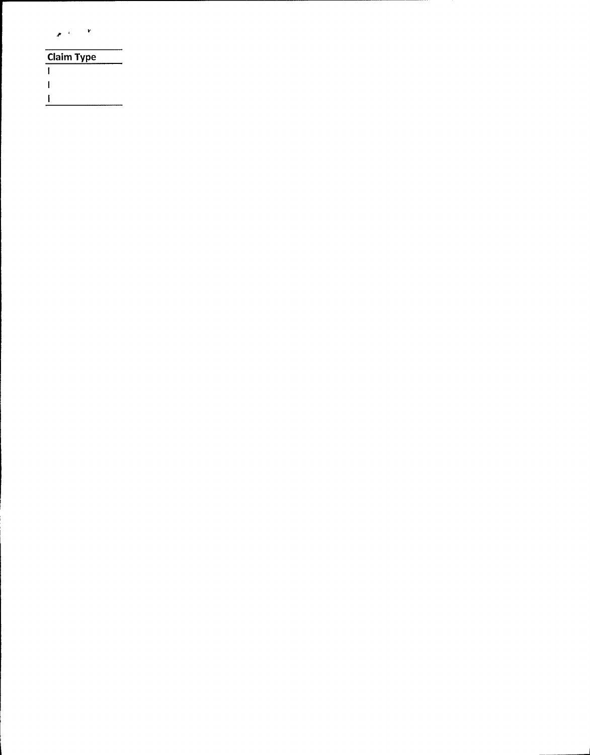| Claim Type |
| --- |
| I |
| I |
| I |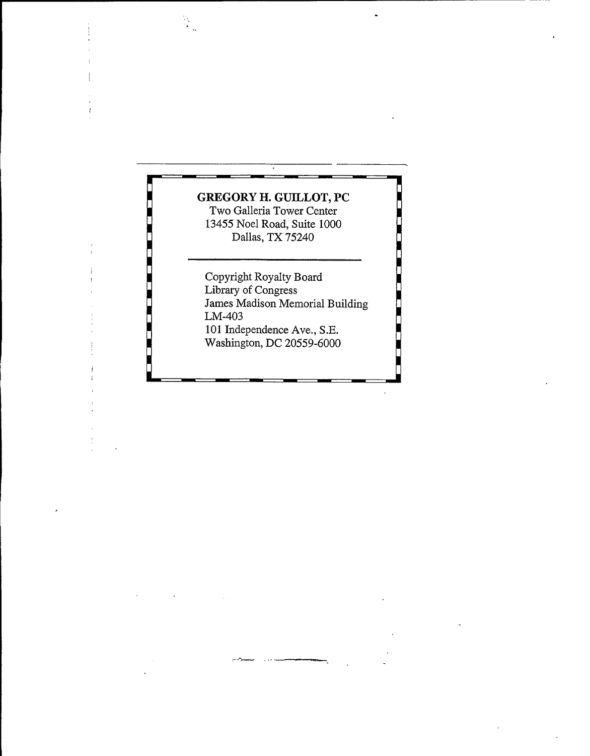**GREGORY H. GUILLOT, PC**
Two Galleria Tower Center
13455 Noel Road, Suite 1000
Dallas, TX 75240

---

Copyright Royalty Board
Library of Congress
James Madison Memorial Building
LM-403
101 Independence Ave., S.E.
Washington, DC 20559-6000